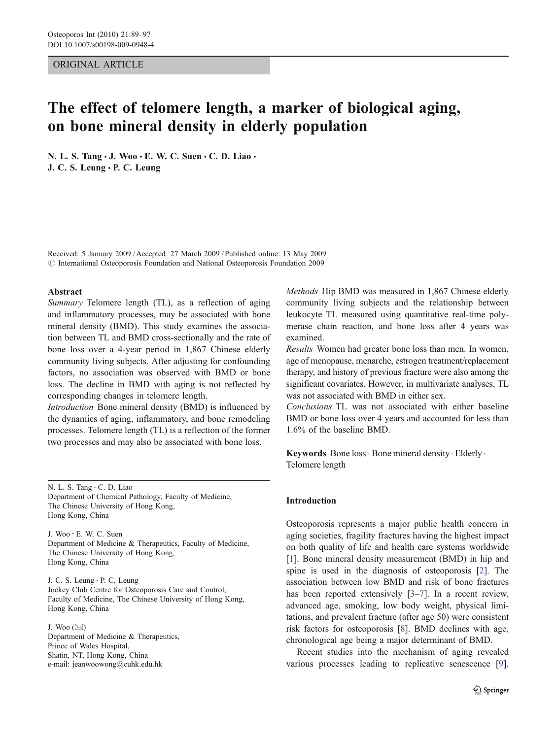ORIGINAL ARTICLE

# The effect of telomere length, a marker of biological aging, on bone mineral density in elderly population

**N. L. S. Tang · J. Woo · E. W. C. Suen · C. D. Liao · J. C. S. Leung · P. C. Leung**

Received: 5 January 2009 / Accepted: 27 March 2009 / Published online: 13 May 2009
© International Osteoporosis Foundation and National Osteoporosis Foundation 2009

## Abstract

*Summary* Telomere length (TL), as a reflection of aging and inflammatory processes, may be associated with bone mineral density (BMD). This study examines the association between TL and BMD cross-sectionally and the rate of bone loss over a 4-year period in 1,867 Chinese elderly community living subjects. After adjusting for confounding factors, no association was observed with BMD or bone loss. The decline in BMD with aging is not reflected by corresponding changes in telomere length.

*Introduction* Bone mineral density (BMD) is influenced by the dynamics of aging, inflammatory, and bone remodeling processes. Telomere length (TL) is a reflection of the former two processes and may also be associated with bone loss.

*Methods* Hip BMD was measured in 1,867 Chinese elderly community living subjects and the relationship between leukocyte TL measured using quantitative real-time polymerase chain reaction, and bone loss after 4 years was examined.

*Results* Women had greater bone loss than men. In women, age of menopause, menarche, estrogen treatment/replacement therapy, and history of previous fracture were also among the significant covariates. However, in multivariate analyses, TL was not associated with BMD in either sex.

*Conclusions* TL was not associated with either baseline BMD or bone loss over 4 years and accounted for less than 1.6% of the baseline BMD.

**Keywords** Bone loss · Bone mineral density · Elderly · Telomere length

N. L. S. Tang · C. D. Liao
Department of Chemical Pathology, Faculty of Medicine, The Chinese University of Hong Kong, Hong Kong, China

J. Woo · E. W. C. Suen
Department of Medicine & Therapeutics, Faculty of Medicine, The Chinese University of Hong Kong, Hong Kong, China

J. C. S. Leung · P. C. Leung
Jockey Club Centre for Osteoporosis Care and Control, Faculty of Medicine, The Chinese University of Hong Kong, Hong Kong, China

J. Woo (✉)
Department of Medicine & Therapeutics, Prince of Wales Hospital, Shatin, NT, Hong Kong, China
e-mail: jeanwoowong@cuhk.edu.hk

## Introduction

Osteoporosis represents a major public health concern in aging societies, fragility fractures having the highest impact on both quality of life and health care systems worldwide [1]. Bone mineral density measurement (BMD) in hip and spine is used in the diagnosis of osteoporosis [2]. The association between low BMD and risk of bone fractures has been reported extensively [3–7]. In a recent review, advanced age, smoking, low body weight, physical limitations, and prevalent fracture (after age 50) were consistent risk factors for osteoporosis [8]. BMD declines with age, chronological age being a major determinant of BMD.

Recent studies into the mechanism of aging revealed various processes leading to replicative senescence [9].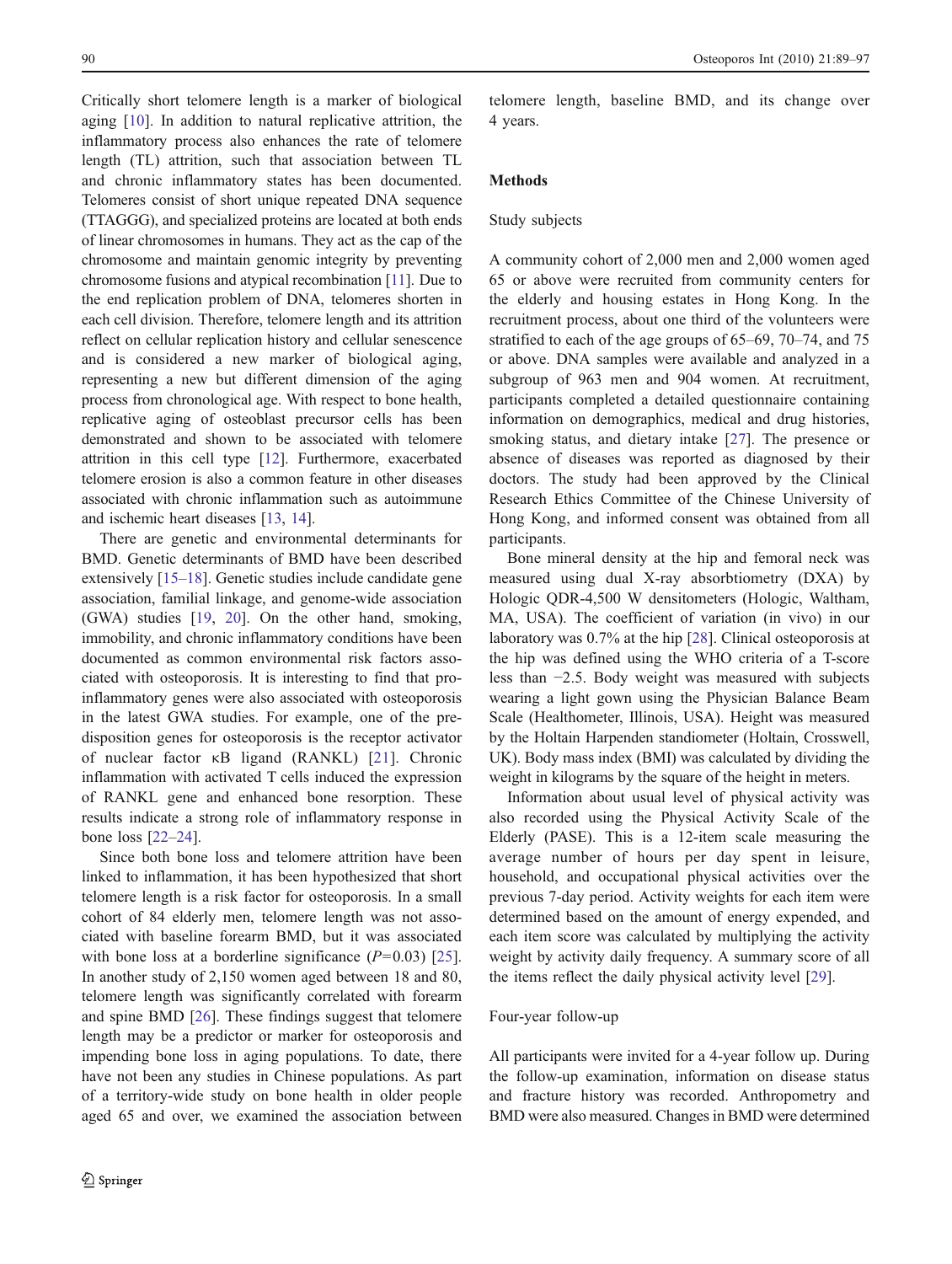Critically short telomere length is a marker of biological aging [10]. In addition to natural replicative attrition, the inflammatory process also enhances the rate of telomere length (TL) attrition, such that association between TL and chronic inflammatory states has been documented. Telomeres consist of short unique repeated DNA sequence (TTAGGG), and specialized proteins are located at both ends of linear chromosomes in humans. They act as the cap of the chromosome and maintain genomic integrity by preventing chromosome fusions and atypical recombination [11]. Due to the end replication problem of DNA, telomeres shorten in each cell division. Therefore, telomere length and its attrition reflect on cellular replication history and cellular senescence and is considered a new marker of biological aging, representing a new but different dimension of the aging process from chronological age. With respect to bone health, replicative aging of osteoblast precursor cells has been demonstrated and shown to be associated with telomere attrition in this cell type [12]. Furthermore, exacerbated telomere erosion is also a common feature in other diseases associated with chronic inflammation such as autoimmune and ischemic heart diseases [13, 14].

There are genetic and environmental determinants for BMD. Genetic determinants of BMD have been described extensively [15–18]. Genetic studies include candidate gene association, familial linkage, and genome-wide association (GWA) studies [19, 20]. On the other hand, smoking, immobility, and chronic inflammatory conditions have been documented as common environmental risk factors associated with osteoporosis. It is interesting to find that pro-inflammatory genes were also associated with osteoporosis in the latest GWA studies. For example, one of the predisposition genes for osteoporosis is the receptor activator of nuclear factor κB ligand (RANKL) [21]. Chronic inflammation with activated T cells induced the expression of RANKL gene and enhanced bone resorption. These results indicate a strong role of inflammatory response in bone loss [22–24].

Since both bone loss and telomere attrition have been linked to inflammation, it has been hypothesized that short telomere length is a risk factor for osteoporosis. In a small cohort of 84 elderly men, telomere length was not associated with baseline forearm BMD, but it was associated with bone loss at a borderline significance ($P=0.03$) [25]. In another study of 2,150 women aged between 18 and 80, telomere length was significantly correlated with forearm and spine BMD [26]. These findings suggest that telomere length may be a predictor or marker for osteoporosis and impending bone loss in aging populations. To date, there have not been any studies in Chinese populations. As part of a territory-wide study on bone health in older people aged 65 and over, we examined the association between telomere length, baseline BMD, and its change over 4 years.

## Methods

### Study subjects

A community cohort of 2,000 men and 2,000 women aged 65 or above were recruited from community centers for the elderly and housing estates in Hong Kong. In the recruitment process, about one third of the volunteers were stratified to each of the age groups of 65–69, 70–74, and 75 or above. DNA samples were available and analyzed in a subgroup of 963 men and 904 women. At recruitment, participants completed a detailed questionnaire containing information on demographics, medical and drug histories, smoking status, and dietary intake [27]. The presence or absence of diseases was reported as diagnosed by their doctors. The study had been approved by the Clinical Research Ethics Committee of the Chinese University of Hong Kong, and informed consent was obtained from all participants.

Bone mineral density at the hip and femoral neck was measured using dual X-ray absorbtiometry (DXA) by Hologic QDR-4,500 W densitometers (Hologic, Waltham, MA, USA). The coefficient of variation (in vivo) in our laboratory was 0.7% at the hip [28]. Clinical osteoporosis at the hip was defined using the WHO criteria of a T-score less than −2.5. Body weight was measured with subjects wearing a light gown using the Physician Balance Beam Scale (Healthometer, Illinois, USA). Height was measured by the Holtain Harpenden standiometer (Holtain, Crosswell, UK). Body mass index (BMI) was calculated by dividing the weight in kilograms by the square of the height in meters.

Information about usual level of physical activity was also recorded using the Physical Activity Scale of the Elderly (PASE). This is a 12-item scale measuring the average number of hours per day spent in leisure, household, and occupational physical activities over the previous 7-day period. Activity weights for each item were determined based on the amount of energy expended, and each item score was calculated by multiplying the activity weight by activity daily frequency. A summary score of all the items reflect the daily physical activity level [29].

### Four-year follow-up

All participants were invited for a 4-year follow up. During the follow-up examination, information on disease status and fracture history was recorded. Anthropometry and BMD were also measured. Changes in BMD were determined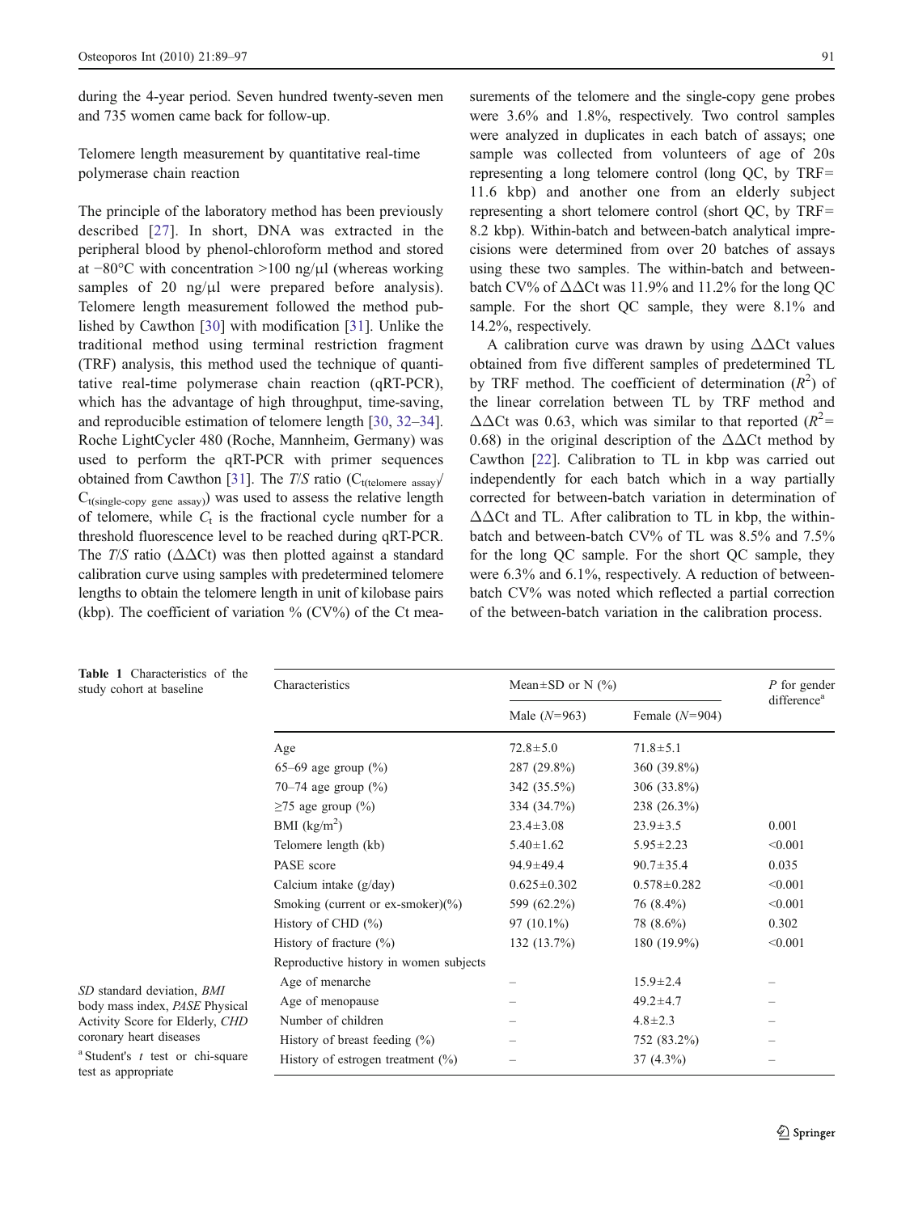during the 4-year period. Seven hundred twenty-seven men and 735 women came back for follow-up.

### Telomere length measurement by quantitative real-time polymerase chain reaction

The principle of the laboratory method has been previously described [27]. In short, DNA was extracted in the peripheral blood by phenol-chloroform method and stored at −80°C with concentration >100 ng/μl (whereas working samples of 20 ng/μl were prepared before analysis). Telomere length measurement followed the method published by Cawthon [30] with modification [31]. Unlike the traditional method using terminal restriction fragment (TRF) analysis, this method used the technique of quantitative real-time polymerase chain reaction (qRT-PCR), which has the advantage of high throughput, time-saving, and reproducible estimation of telomere length [30, 32–34]. Roche LightCycler 480 (Roche, Mannheim, Germany) was used to perform the qRT-PCR with primer sequences obtained from Cawthon [31]. The *T*/*S* ratio ($C_{t(\text{telomere assay})}/C_{t(\text{single-copy gene assay})}$) was used to assess the relative length of telomere, while $C_t$ is the fractional cycle number for a threshold fluorescence level to be reached during qRT-PCR. The *T*/*S* ratio (ΔΔCt) was then plotted against a standard calibration curve using samples with predetermined telomere lengths to obtain the telomere length in unit of kilobase pairs (kbp). The coefficient of variation % (CV%) of the Ct measurements of the telomere and the single-copy gene probes were 3.6% and 1.8%, respectively. Two control samples were analyzed in duplicates in each batch of assays; one sample was collected from volunteers of age of 20s representing a long telomere control (long QC, by TRF= 11.6 kbp) and another one from an elderly subject representing a short telomere control (short QC, by TRF= 8.2 kbp). Within-batch and between-batch analytical imprecisions were determined from over 20 batches of assays using these two samples. The within-batch and between-batch CV% of ΔΔCt was 11.9% and 11.2% for the long QC sample. For the short QC sample, they were 8.1% and 14.2%, respectively.

A calibration curve was drawn by using ΔΔCt values obtained from five different samples of predetermined TL by TRF method. The coefficient of determination ($R^2$) of the linear correlation between TL by TRF method and ΔΔCt was 0.63, which was similar to that reported ($R^2$= 0.68) in the original description of the ΔΔCt method by Cawthon [22]. Calibration to TL in kbp was carried out independently for each batch which in a way partially corrected for between-batch variation in determination of ΔΔCt and TL. After calibration to TL in kbp, the within-batch and between-batch CV% of TL was 8.5% and 7.5% for the long QC sample. For the short QC sample, they were 6.3% and 6.1%, respectively. A reduction of between-batch CV% was noted which reflected a partial correction of the between-batch variation in the calibration process.

**Table 1** Characteristics of the study cohort at baseline

| Characteristics | Mean±SD or N (%) | | *P* for gender difference[a] |
|---|---|---|---|
| | Male (*N*=963) | Female (*N*=904) | |
| Age | 72.8±5.0 | 71.8±5.1 | |
| 65–69 age group (%) | 287 (29.8%) | 360 (39.8%) | |
| 70–74 age group (%) | 342 (35.5%) | 306 (33.8%) | |
| ≥75 age group (%) | 334 (34.7%) | 238 (26.3%) | |
| BMI (kg/m$^2$) | 23.4±3.08 | 23.9±3.5 | 0.001 |
| Telomere length (kb) | 5.40±1.62 | 5.95±2.23 | <0.001 |
| PASE score | 94.9±49.4 | 90.7±35.4 | 0.035 |
| Calcium intake (g/day) | 0.625±0.302 | 0.578±0.282 | <0.001 |
| Smoking (current or ex-smoker)(%) | 599 (62.2%) | 76 (8.4%) | <0.001 |
| History of CHD (%) | 97 (10.1%) | 78 (8.6%) | 0.302 |
| History of fracture (%) | 132 (13.7%) | 180 (19.9%) | <0.001 |
| Reproductive history in women subjects | | | |
| Age of menarche | – | 15.9±2.4 | – |
| Age of menopause | – | 49.2±4.7 | – |
| Number of children | – | 4.8±2.3 | – |
| History of breast feeding (%) | – | 752 (83.2%) | – |
| History of estrogen treatment (%) | – | 37 (4.3%) | – |

*SD* standard deviation, *BMI* body mass index, *PASE* Physical Activity Score for Elderly, *CHD* coronary heart diseases

[a] Student's *t* test or chi-square test as appropriate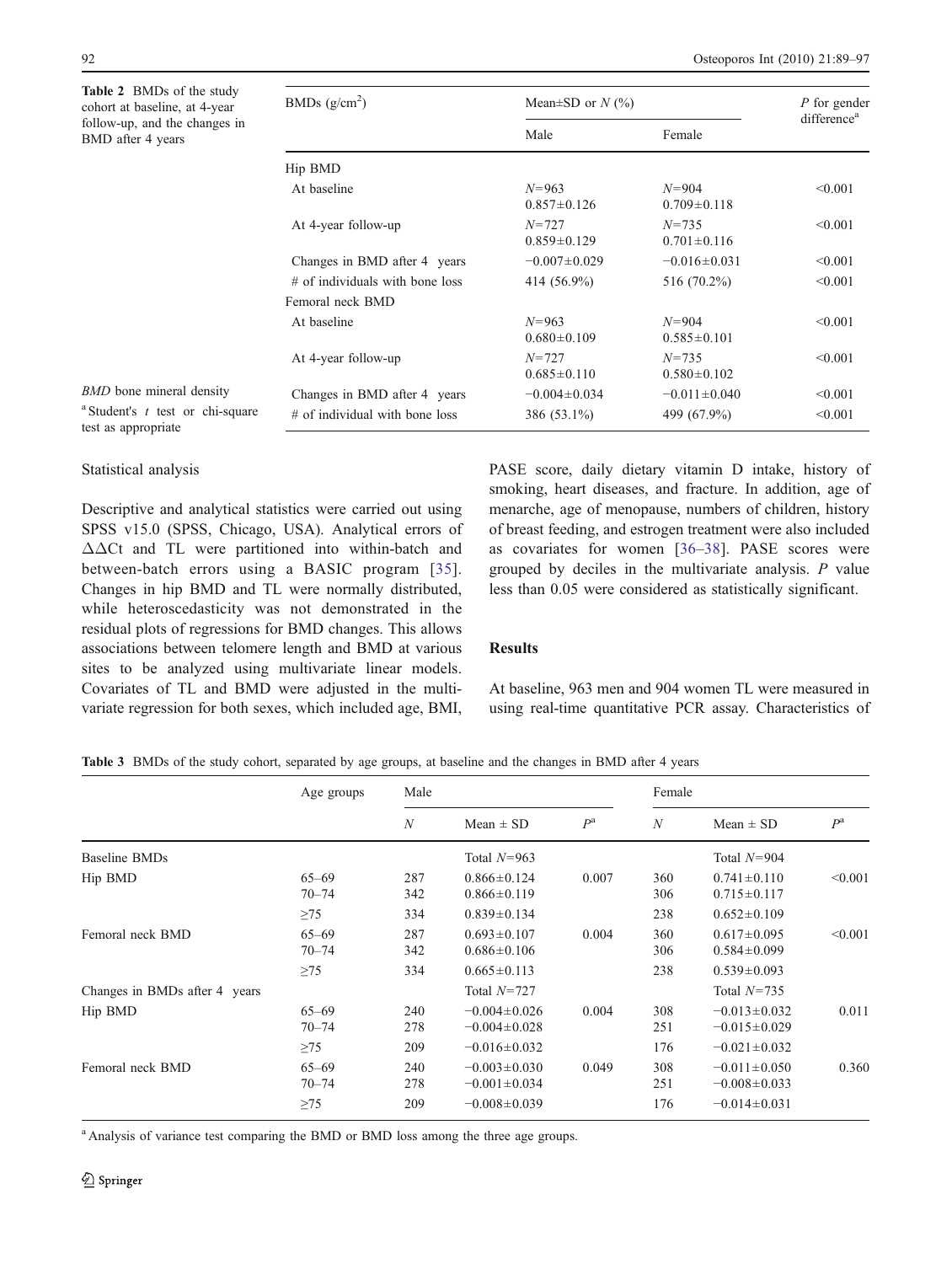**Table 2** BMDs of the study cohort at baseline, at 4-year follow-up, and the changes in BMD after 4 years

| BMDs (g/cm$^2$) | Mean±SD or N (%) | | P for gender difference[a] |
|---|---|---|---|
| | Male | Female | |
| Hip BMD | | | |
| At baseline | N=963<br>0.857±0.126 | N=904<br>0.709±0.118 | <0.001 |
| At 4-year follow-up | N=727<br>0.859±0.129 | N=735<br>0.701±0.116 | <0.001 |
| Changes in BMD after 4 years | −0.007±0.029 | −0.016±0.031 | <0.001 |
| # of individuals with bone loss | 414 (56.9%) | 516 (70.2%) | <0.001 |
| Femoral neck BMD | | | |
| At baseline | N=963<br>0.680±0.109 | N=904<br>0.585±0.101 | <0.001 |
| At 4-year follow-up | N=727<br>0.685±0.110 | N=735<br>0.580±0.102 | <0.001 |
| Changes in BMD after 4 years | −0.004±0.034 | −0.011±0.040 | <0.001 |
| # of individual with bone loss | 386 (53.1%) | 499 (67.9%) | <0.001 |

*BMD* bone mineral density

[a] Student's *t* test or chi-square test as appropriate

Statistical analysis

Descriptive and analytical statistics were carried out using SPSS v15.0 (SPSS, Chicago, USA). Analytical errors of ΔΔCt and TL were partitioned into within-batch and between-batch errors using a BASIC program [35]. Changes in hip BMD and TL were normally distributed, while heteroscedasticity was not demonstrated in the residual plots of regressions for BMD changes. This allows associations between telomere length and BMD at various sites to be analyzed using multivariate linear models. Covariates of TL and BMD were adjusted in the multivariate regression for both sexes, which included age, BMI, PASE score, daily dietary vitamin D intake, history of smoking, heart diseases, and fracture. In addition, age of menarche, age of menopause, numbers of children, history of breast feeding, and estrogen treatment were also included as covariates for women [36–38]. PASE scores were grouped by deciles in the multivariate analysis. *P* value less than 0.05 were considered as statistically significant.

## Results

At baseline, 963 men and 904 women TL were measured in using real-time quantitative PCR assay. Characteristics of

**Table 3** BMDs of the study cohort, separated by age groups, at baseline and the changes in BMD after 4 years

| | Age groups | Male | | | Female | | |
|---|---|---|---|---|---|---|---|
| | | N | Mean ± SD | $P^a$ | N | Mean ± SD | $P^a$ |
| Baseline BMDs | | | Total N=963 | | | Total N=904 | |
| Hip BMD | 65–69 | 287 | 0.866±0.124 | 0.007 | 360 | 0.741±0.110 | <0.001 |
| | 70–74 | 342 | 0.866±0.119 | | 306 | 0.715±0.117 | |
| | ≥75 | 334 | 0.839±0.134 | | 238 | 0.652±0.109 | |
| Femoral neck BMD | 65–69 | 287 | 0.693±0.107 | 0.004 | 360 | 0.617±0.095 | <0.001 |
| | 70–74 | 342 | 0.686±0.106 | | 306 | 0.584±0.099 | |
| | ≥75 | 334 | 0.665±0.113 | | 238 | 0.539±0.093 | |
| Changes in BMDs after 4 years | | | Total N=727 | | | Total N=735 | |
| Hip BMD | 65–69 | 240 | −0.004±0.026 | 0.004 | 308 | −0.013±0.032 | 0.011 |
| | 70–74 | 278 | −0.004±0.028 | | 251 | −0.015±0.029 | |
| | ≥75 | 209 | −0.016±0.032 | | 176 | −0.021±0.032 | |
| Femoral neck BMD | 65–69 | 240 | −0.003±0.030 | 0.049 | 308 | −0.011±0.050 | 0.360 |
| | 70–74 | 278 | −0.001±0.034 | | 251 | −0.008±0.033 | |
| | ≥75 | 209 | −0.008±0.039 | | 176 | −0.014±0.031 | |

[a] Analysis of variance test comparing the BMD or BMD loss among the three age groups.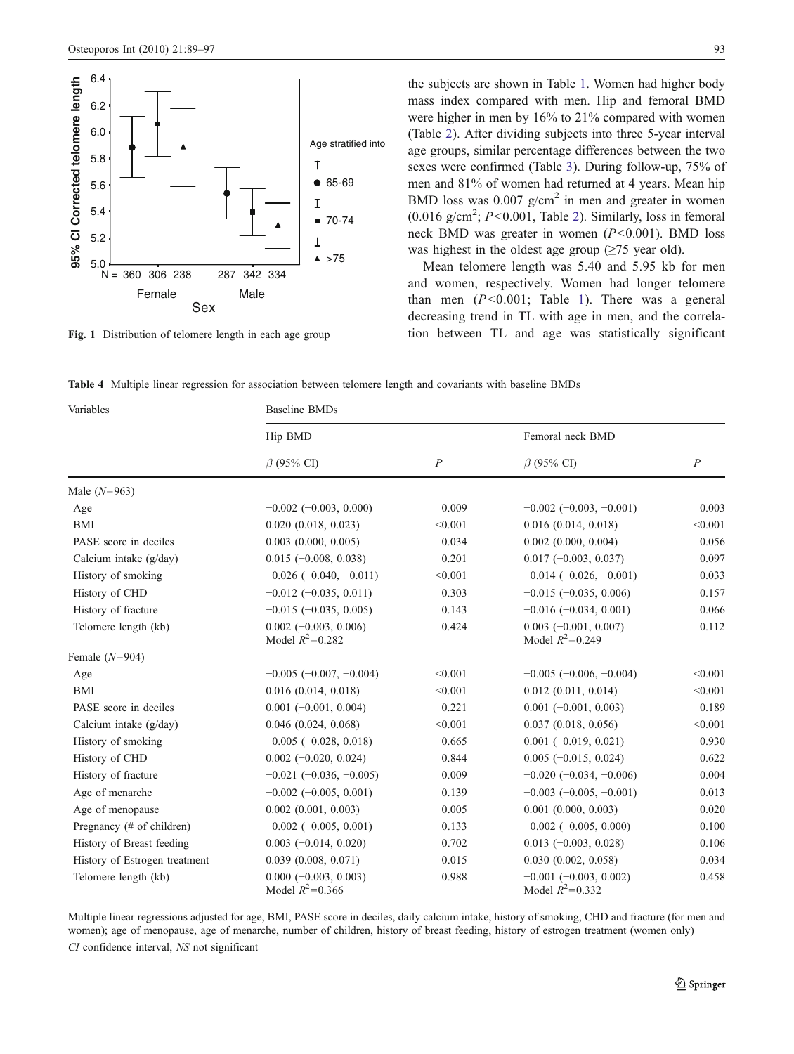Fig. 1 Distribution of telomere length in each age group

the subjects are shown in Table 1. Women had higher body mass index compared with men. Hip and femoral BMD were higher in men by 16% to 21% compared with women (Table 2). After dividing subjects into three 5-year interval age groups, similar percentage differences between the two sexes were confirmed (Table 3). During follow-up, 75% of men and 81% of women had returned at 4 years. Mean hip BMD loss was 0.007 g/cm$^2$ in men and greater in women (0.016 g/cm$^2$; $P<0.001$, Table 2). Similarly, loss in femoral neck BMD was greater in women ($P<0.001$). BMD loss was highest in the oldest age group (≥75 year old).

Mean telomere length was 5.40 and 5.95 kb for men and women, respectively. Women had longer telomere than men ($P<0.001$; Table 1). There was a general decreasing trend in TL with age in men, and the correlation between TL and age was statistically significant

**Table 4** Multiple linear regression for association between telomere length and covariants with baseline BMDs

| Variables | Baseline BMDs | | | |
|---|---|---|---|---|
| | Hip BMD | | Femoral neck BMD | |
| | $\beta$ (95% CI) | $P$ | $\beta$ (95% CI) | $P$ |
| Male ($N=963$) | | | | |
| Age | −0.002 (−0.003, 0.000) | 0.009 | −0.002 (−0.003, −0.001) | 0.003 |
| BMI | 0.020 (0.018, 0.023) | <0.001 | 0.016 (0.014, 0.018) | <0.001 |
| PASE score in deciles | 0.003 (0.000, 0.005) | 0.034 | 0.002 (0.000, 0.004) | 0.056 |
| Calcium intake (g/day) | 0.015 (−0.008, 0.038) | 0.201 | 0.017 (−0.003, 0.037) | 0.097 |
| History of smoking | −0.026 (−0.040, −0.011) | <0.001 | −0.014 (−0.026, −0.001) | 0.033 |
| History of CHD | −0.012 (−0.035, 0.011) | 0.303 | −0.015 (−0.035, 0.006) | 0.157 |
| History of fracture | −0.015 (−0.035, 0.005) | 0.143 | −0.016 (−0.034, 0.001) | 0.066 |
| Telomere length (kb) | 0.002 (−0.003, 0.006) Model $R^2=0.282$ | 0.424 | 0.003 (−0.001, 0.007) Model $R^2=0.249$ | 0.112 |
| Female ($N=904$) | | | | |
| Age | −0.005 (−0.007, −0.004) | <0.001 | −0.005 (−0.006, −0.004) | <0.001 |
| BMI | 0.016 (0.014, 0.018) | <0.001 | 0.012 (0.011, 0.014) | <0.001 |
| PASE score in deciles | 0.001 (−0.001, 0.004) | 0.221 | 0.001 (−0.001, 0.003) | 0.189 |
| Calcium intake (g/day) | 0.046 (0.024, 0.068) | <0.001 | 0.037 (0.018, 0.056) | <0.001 |
| History of smoking | −0.005 (−0.028, 0.018) | 0.665 | 0.001 (−0.019, 0.021) | 0.930 |
| History of CHD | 0.002 (−0.020, 0.024) | 0.844 | 0.005 (−0.015, 0.024) | 0.622 |
| History of fracture | −0.021 (−0.036, −0.005) | 0.009 | −0.020 (−0.034, −0.006) | 0.004 |
| Age of menarche | −0.002 (−0.005, 0.001) | 0.139 | −0.003 (−0.005, −0.001) | 0.013 |
| Age of menopause | 0.002 (0.001, 0.003) | 0.005 | 0.001 (0.000, 0.003) | 0.020 |
| Pregnancy (# of children) | −0.002 (−0.005, 0.001) | 0.133 | −0.002 (−0.005, 0.000) | 0.100 |
| History of Breast feeding | 0.003 (−0.014, 0.020) | 0.702 | 0.013 (−0.003, 0.028) | 0.106 |
| History of Estrogen treatment | 0.039 (0.008, 0.071) | 0.015 | 0.030 (0.002, 0.058) | 0.034 |
| Telomere length (kb) | 0.000 (−0.003, 0.003) Model $R^2=0.366$ | 0.988 | −0.001 (−0.003, 0.002) Model $R^2=0.332$ | 0.458 |

Multiple linear regressions adjusted for age, BMI, PASE score in deciles, daily calcium intake, history of smoking, CHD and fracture (for men and women); age of menopause, age of menarche, number of children, history of breast feeding, history of estrogen treatment (women only)

*CI* confidence interval, *NS* not significant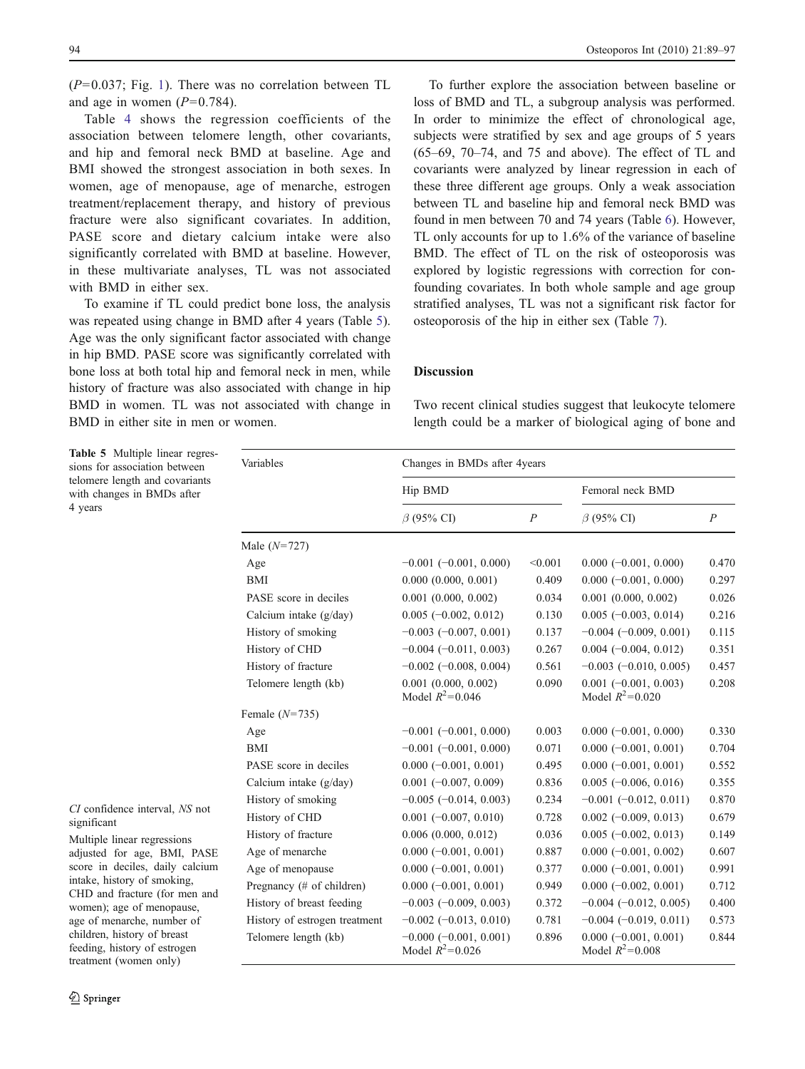($P$=0.037; Fig. 1). There was no correlation between TL and age in women ($P$=0.784).

Table 4 shows the regression coefficients of the association between telomere length, other covariants, and hip and femoral neck BMD at baseline. Age and BMI showed the strongest association in both sexes. In women, age of menopause, age of menarche, estrogen treatment/replacement therapy, and history of previous fracture were also significant covariates. In addition, PASE score and dietary calcium intake were also significantly correlated with BMD at baseline. However, in these multivariate analyses, TL was not associated with BMD in either sex.

To examine if TL could predict bone loss, the analysis was repeated using change in BMD after 4 years (Table 5). Age was the only significant factor associated with change in hip BMD. PASE score was significantly correlated with bone loss at both total hip and femoral neck in men, while history of fracture was also associated with change in hip BMD in women. TL was not associated with change in BMD in either site in men or women.

To further explore the association between baseline or loss of BMD and TL, a subgroup analysis was performed. In order to minimize the effect of chronological age, subjects were stratified by sex and age groups of 5 years (65–69, 70–74, and 75 and above). The effect of TL and covariants were analyzed by linear regression in each of these three different age groups. Only a weak association between TL and baseline hip and femoral neck BMD was found in men between 70 and 74 years (Table 6). However, TL only accounts for up to 1.6% of the variance of baseline BMD. The effect of TL on the risk of osteoporosis was explored by logistic regressions with correction for confounding covariates. In both whole sample and age group stratified analyses, TL was not a significant risk factor for osteoporosis of the hip in either sex (Table 7).

## Discussion

Two recent clinical studies suggest that leukocyte telomere length could be a marker of biological aging of bone and

**Table 5** Multiple linear regressions for association between telomere length and covariants with changes in BMDs after 4 years

| Variables | Changes in BMDs after 4years | | | |
|---|---|---|---|---|
| | Hip BMD | | Femoral neck BMD | |
| | $\beta$ (95% CI) | $P$ | $\beta$ (95% CI) | $P$ |
| Male ($N$=727) | | | | |
| Age | −0.001 (−0.001, 0.000) | <0.001 | 0.000 (−0.001, 0.000) | 0.470 |
| BMI | 0.000 (0.000, 0.001) | 0.409 | 0.000 (−0.001, 0.000) | 0.297 |
| PASE score in deciles | 0.001 (0.000, 0.002) | 0.034 | 0.001 (0.000, 0.002) | 0.026 |
| Calcium intake (g/day) | 0.005 (−0.002, 0.012) | 0.130 | 0.005 (−0.003, 0.014) | 0.216 |
| History of smoking | −0.003 (−0.007, 0.001) | 0.137 | −0.004 (−0.009, 0.001) | 0.115 |
| History of CHD | −0.004 (−0.011, 0.003) | 0.267 | 0.004 (−0.004, 0.012) | 0.351 |
| History of fracture | −0.002 (−0.008, 0.004) | 0.561 | −0.003 (−0.010, 0.005) | 0.457 |
| Telomere length (kb) | 0.001 (0.000, 0.002) Model $R^2$=0.046 | 0.090 | 0.001 (−0.001, 0.003) Model $R^2$=0.020 | 0.208 |
| Female ($N$=735) | | | | |
| Age | −0.001 (−0.001, 0.000) | 0.003 | 0.000 (−0.001, 0.000) | 0.330 |
| BMI | −0.001 (−0.001, 0.000) | 0.071 | 0.000 (−0.001, 0.001) | 0.704 |
| PASE score in deciles | 0.000 (−0.001, 0.001) | 0.495 | 0.000 (−0.001, 0.001) | 0.552 |
| Calcium intake (g/day) | 0.001 (−0.007, 0.009) | 0.836 | 0.005 (−0.006, 0.016) | 0.355 |
| History of smoking | −0.005 (−0.014, 0.003) | 0.234 | −0.001 (−0.012, 0.011) | 0.870 |
| History of CHD | 0.001 (−0.007, 0.010) | 0.728 | 0.002 (−0.009, 0.013) | 0.679 |
| History of fracture | 0.006 (0.000, 0.012) | 0.036 | 0.005 (−0.002, 0.013) | 0.149 |
| Age of menarche | 0.000 (−0.001, 0.001) | 0.887 | 0.000 (−0.001, 0.002) | 0.607 |
| Age of menopause | 0.000 (−0.001, 0.001) | 0.377 | 0.000 (−0.001, 0.001) | 0.991 |
| Pregnancy (# of children) | 0.000 (−0.001, 0.001) | 0.949 | 0.000 (−0.002, 0.001) | 0.712 |
| History of breast feeding | −0.003 (−0.009, 0.003) | 0.372 | −0.004 (−0.012, 0.005) | 0.400 |
| History of estrogen treatment | −0.002 (−0.013, 0.010) | 0.781 | −0.004 (−0.019, 0.011) | 0.573 |
| Telomere length (kb) | −0.000 (−0.001, 0.001) Model $R^2$=0.026 | 0.896 | 0.000 (−0.001, 0.001) Model $R^2$=0.008 | 0.844 |

*CI* confidence interval, *NS* not significant

Multiple linear regressions adjusted for age, BMI, PASE score in deciles, daily calcium intake, history of smoking, CHD and fracture (for men and women); age of menopause, age of menarche, number of children, history of breast feeding, history of estrogen treatment (women only)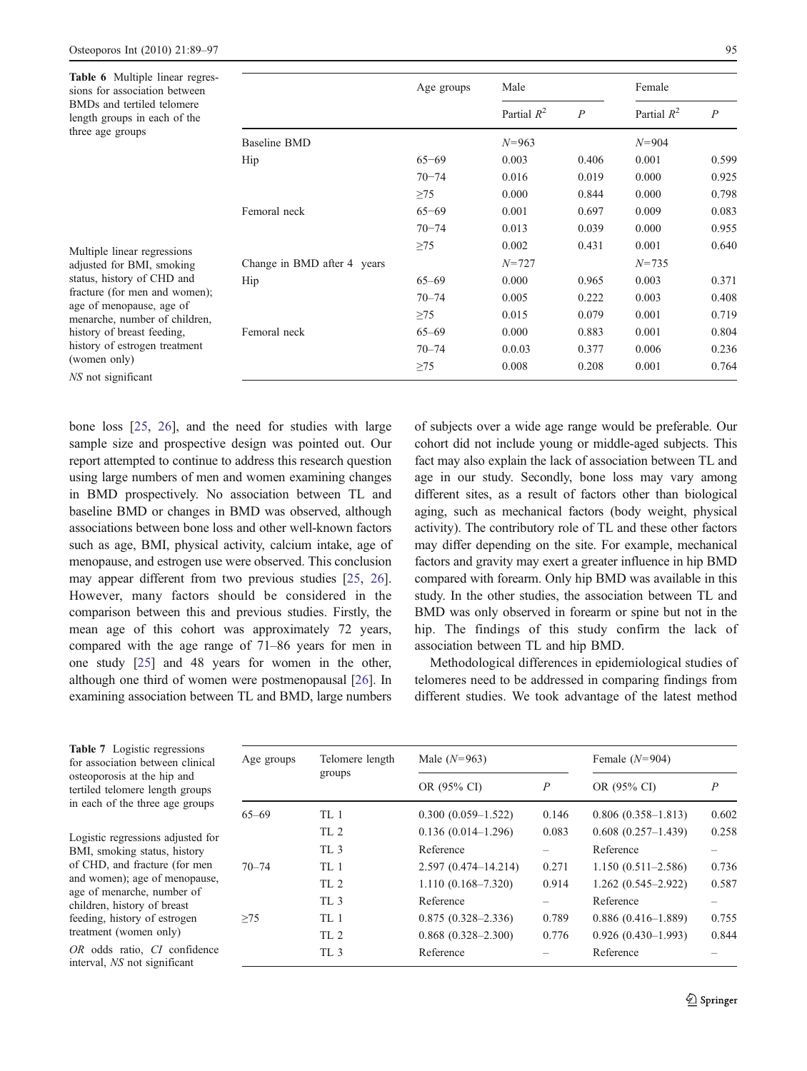**Table 6** Multiple linear regressions for association between BMDs and tertiled telomere length groups in each of the three age groups

| | Age groups | Male | | Female | |
|---|---|---|---|---|---|
| | | Partial $R^2$ | $P$ | Partial $R^2$ | $P$ |
| Baseline BMD | | $N$=963 | | $N$=904 | |
| Hip | 65–69 | 0.003 | 0.406 | 0.001 | 0.599 |
| | 70–74 | 0.016 | 0.019 | 0.000 | 0.925 |
| | ≥75 | 0.000 | 0.844 | 0.000 | 0.798 |
| Femoral neck | 65–69 | 0.001 | 0.697 | 0.009 | 0.083 |
| | 70–74 | 0.013 | 0.039 | 0.000 | 0.955 |
| | ≥75 | 0.002 | 0.431 | 0.001 | 0.640 |
| Change in BMD after 4 years | | $N$=727 | | $N$=735 | |
| Hip | 65–69 | 0.000 | 0.965 | 0.003 | 0.371 |
| | 70–74 | 0.005 | 0.222 | 0.003 | 0.408 |
| | ≥75 | 0.015 | 0.079 | 0.001 | 0.719 |
| Femoral neck | 65–69 | 0.000 | 0.883 | 0.001 | 0.804 |
| | 70–74 | 0.0.03 | 0.377 | 0.006 | 0.236 |
| | ≥75 | 0.008 | 0.208 | 0.001 | 0.764 |

Multiple linear regressions adjusted for BMI, smoking status, history of CHD and fracture (for men and women); age of menopause, age of menarche, number of children, history of breast feeding, history of estrogen treatment (women only)

*NS* not significant

bone loss [25, 26], and the need for studies with large sample size and prospective design was pointed out. Our report attempted to continue to address this research question using large numbers of men and women examining changes in BMD prospectively. No association between TL and baseline BMD or changes in BMD was observed, although associations between bone loss and other well-known factors such as age, BMI, physical activity, calcium intake, age of menopause, and estrogen use were observed. This conclusion may appear different from two previous studies [25, 26]. However, many factors should be considered in the comparison between this and previous studies. Firstly, the mean age of this cohort was approximately 72 years, compared with the age range of 71–86 years for men in one study [25] and 48 years for women in the other, although one third of women were postmenopausal [26]. In examining association between TL and BMD, large numbers of subjects over a wide age range would be preferable. Our cohort did not include young or middle-aged subjects. This fact may also explain the lack of association between TL and age in our study. Secondly, bone loss may vary among different sites, as a result of factors other than biological aging, such as mechanical factors (body weight, physical activity). The contributory role of TL and these other factors may differ depending on the site. For example, mechanical factors and gravity may exert a greater influence in hip BMD compared with forearm. Only hip BMD was available in this study. In the other studies, the association between TL and BMD was only observed in forearm or spine but not in the hip. The findings of this study confirm the lack of association between TL and hip BMD.

Methodological differences in epidemiological studies of telomeres need to be addressed in comparing findings from different studies. We took advantage of the latest method

**Table 7** Logistic regressions for association between clinical osteoporosis at the hip and tertiled telomere length groups in each of the three age groups

| Age groups | Telomere length groups | Male ($N$=963) | | Female ($N$=904) | |
|---|---|---|---|---|---|
| | | OR (95% CI) | $P$ | OR (95% CI) | $P$ |
| 65–69 | TL 1 | 0.300 (0.059–1.522) | 0.146 | 0.806 (0.358–1.813) | 0.602 |
| | TL 2 | 0.136 (0.014–1.296) | 0.083 | 0.608 (0.257–1.439) | 0.258 |
| | TL 3 | Reference | – | Reference | – |
| 70–74 | TL 1 | 2.597 (0.474–14.214) | 0.271 | 1.150 (0.511–2.586) | 0.736 |
| | TL 2 | 1.110 (0.168–7.320) | 0.914 | 1.262 (0.545–2.922) | 0.587 |
| | TL 3 | Reference | – | Reference | – |
| ≥75 | TL 1 | 0.875 (0.328–2.336) | 0.789 | 0.886 (0.416–1.889) | 0.755 |
| | TL 2 | 0.868 (0.328–2.300) | 0.776 | 0.926 (0.430–1.993) | 0.844 |
| | TL 3 | Reference | – | Reference | – |

Logistic regressions adjusted for BMI, smoking status, history of CHD, and fracture (for men and women); age of menopause, age of menarche, number of children, history of breast feeding, history of estrogen treatment (women only)

*OR* odds ratio, *CI* confidence interval, *NS* not significant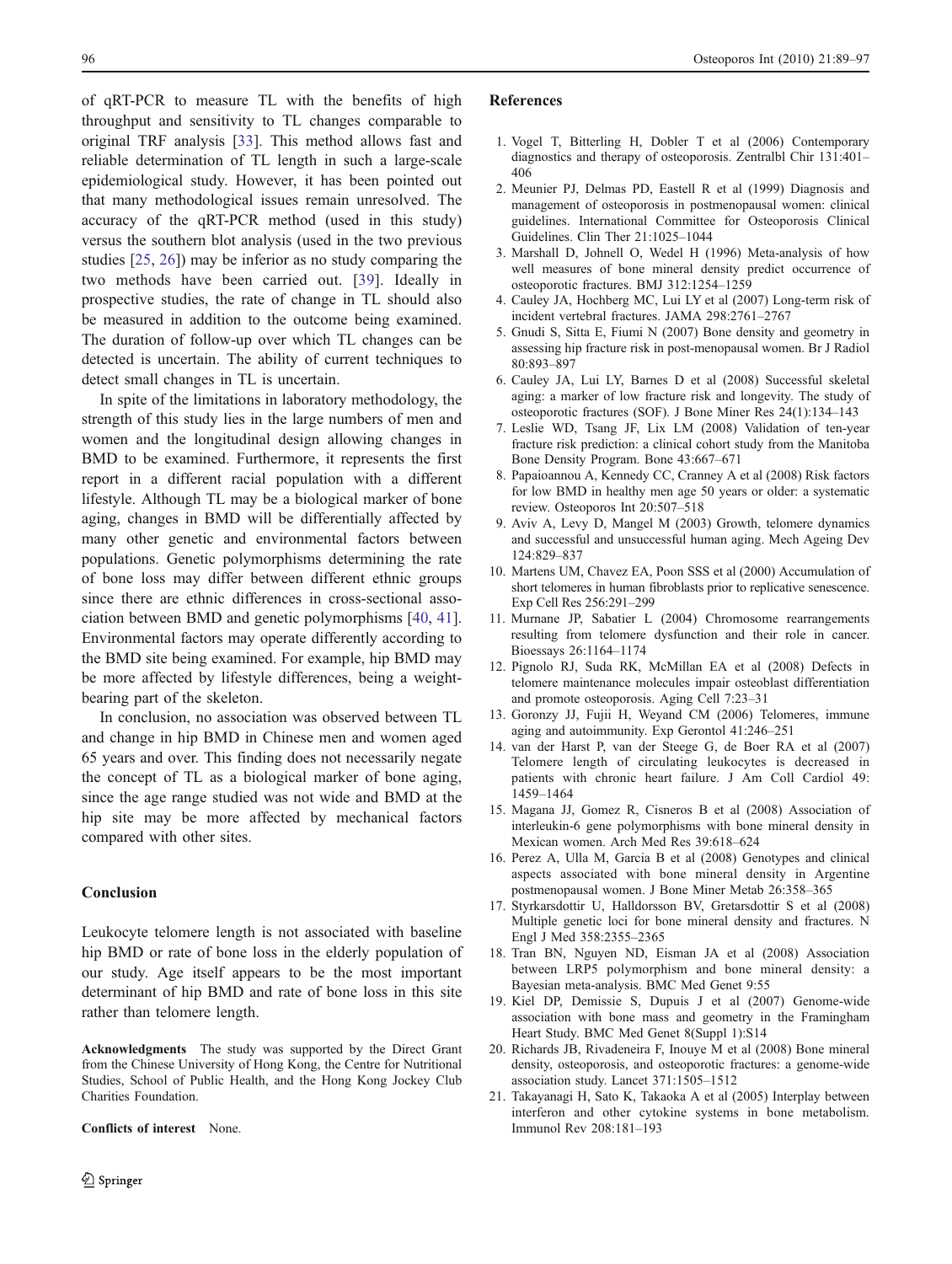of qRT-PCR to measure TL with the benefits of high throughput and sensitivity to TL changes comparable to original TRF analysis [33]. This method allows fast and reliable determination of TL length in such a large-scale epidemiological study. However, it has been pointed out that many methodological issues remain unresolved. The accuracy of the qRT-PCR method (used in this study) versus the southern blot analysis (used in the two previous studies [25, 26]) may be inferior as no study comparing the two methods have been carried out. [39]. Ideally in prospective studies, the rate of change in TL should also be measured in addition to the outcome being examined. The duration of follow-up over which TL changes can be detected is uncertain. The ability of current techniques to detect small changes in TL is uncertain.

In spite of the limitations in laboratory methodology, the strength of this study lies in the large numbers of men and women and the longitudinal design allowing changes in BMD to be examined. Furthermore, it represents the first report in a different racial population with a different lifestyle. Although TL may be a biological marker of bone aging, changes in BMD will be differentially affected by many other genetic and environmental factors between populations. Genetic polymorphisms determining the rate of bone loss may differ between different ethnic groups since there are ethnic differences in cross-sectional association between BMD and genetic polymorphisms [40, 41]. Environmental factors may operate differently according to the BMD site being examined. For example, hip BMD may be more affected by lifestyle differences, being a weight-bearing part of the skeleton.

In conclusion, no association was observed between TL and change in hip BMD in Chinese men and women aged 65 years and over. This finding does not necessarily negate the concept of TL as a biological marker of bone aging, since the age range studied was not wide and BMD at the hip site may be more affected by mechanical factors compared with other sites.

## Conclusion

Leukocyte telomere length is not associated with baseline hip BMD or rate of bone loss in the elderly population of our study. Age itself appears to be the most important determinant of hip BMD and rate of bone loss in this site rather than telomere length.

**Acknowledgments** The study was supported by the Direct Grant from the Chinese University of Hong Kong, the Centre for Nutritional Studies, School of Public Health, and the Hong Kong Jockey Club Charities Foundation.

**Conflicts of interest** None.

## References

1. Vogel T, Bitterling H, Dobler T et al (2006) Contemporary diagnostics and therapy of osteoporosis. Zentralbl Chir 131:401–406
2. Meunier PJ, Delmas PD, Eastell R et al (1999) Diagnosis and management of osteoporosis in postmenopausal women: clinical guidelines. International Committee for Osteoporosis Clinical Guidelines. Clin Ther 21:1025–1044
3. Marshall D, Johnell O, Wedel H (1996) Meta-analysis of how well measures of bone mineral density predict occurrence of osteoporotic fractures. BMJ 312:1254–1259
4. Cauley JA, Hochberg MC, Lui LY et al (2007) Long-term risk of incident vertebral fractures. JAMA 298:2761–2767
5. Gnudi S, Sitta E, Fiumi N (2007) Bone density and geometry in assessing hip fracture risk in post-menopausal women. Br J Radiol 80:893–897
6. Cauley JA, Lui LY, Barnes D et al (2008) Successful skeletal aging: a marker of low fracture risk and longevity. The study of osteoporotic fractures (SOF). J Bone Miner Res 24(1):134–143
7. Leslie WD, Tsang JF, Lix LM (2008) Validation of ten-year fracture risk prediction: a clinical cohort study from the Manitoba Bone Density Program. Bone 43:667–671
8. Papaioannou A, Kennedy CC, Cranney A et al (2008) Risk factors for low BMD in healthy men age 50 years or older: a systematic review. Osteoporos Int 20:507–518
9. Aviv A, Levy D, Mangel M (2003) Growth, telomere dynamics and successful and unsuccessful human aging. Mech Ageing Dev 124:829–837
10. Martens UM, Chavez EA, Poon SSS et al (2000) Accumulation of short telomeres in human fibroblasts prior to replicative senescence. Exp Cell Res 256:291–299
11. Murnane JP, Sabatier L (2004) Chromosome rearrangements resulting from telomere dysfunction and their role in cancer. Bioessays 26:1164–1174
12. Pignolo RJ, Suda RK, McMillan EA et al (2008) Defects in telomere maintenance molecules impair osteoblast differentiation and promote osteoporosis. Aging Cell 7:23–31
13. Goronzy JJ, Fujii H, Weyand CM (2006) Telomeres, immune aging and autoimmunity. Exp Gerontol 41:246–251
14. van der Harst P, van der Steege G, de Boer RA et al (2007) Telomere length of circulating leukocytes is decreased in patients with chronic heart failure. J Am Coll Cardiol 49: 1459–1464
15. Magana JJ, Gomez R, Cisneros B et al (2008) Association of interleukin-6 gene polymorphisms with bone mineral density in Mexican women. Arch Med Res 39:618–624
16. Perez A, Ulla M, Garcia B et al (2008) Genotypes and clinical aspects associated with bone mineral density in Argentine postmenopausal women. J Bone Miner Metab 26:358–365
17. Styrkarsdottir U, Halldorsson BV, Gretarsdottir S et al (2008) Multiple genetic loci for bone mineral density and fractures. N Engl J Med 358:2355–2365
18. Tran BN, Nguyen ND, Eisman JA et al (2008) Association between LRP5 polymorphism and bone mineral density: a Bayesian meta-analysis. BMC Med Genet 9:55
19. Kiel DP, Demissie S, Dupuis J et al (2007) Genome-wide association with bone mass and geometry in the Framingham Heart Study. BMC Med Genet 8(Suppl 1):S14
20. Richards JB, Rivadeneira F, Inouye M et al (2008) Bone mineral density, osteoporosis, and osteoporotic fractures: a genome-wide association study. Lancet 371:1505–1512
21. Takayanagi H, Sato K, Takaoka A et al (2005) Interplay between interferon and other cytokine systems in bone metabolism. Immunol Rev 208:181–193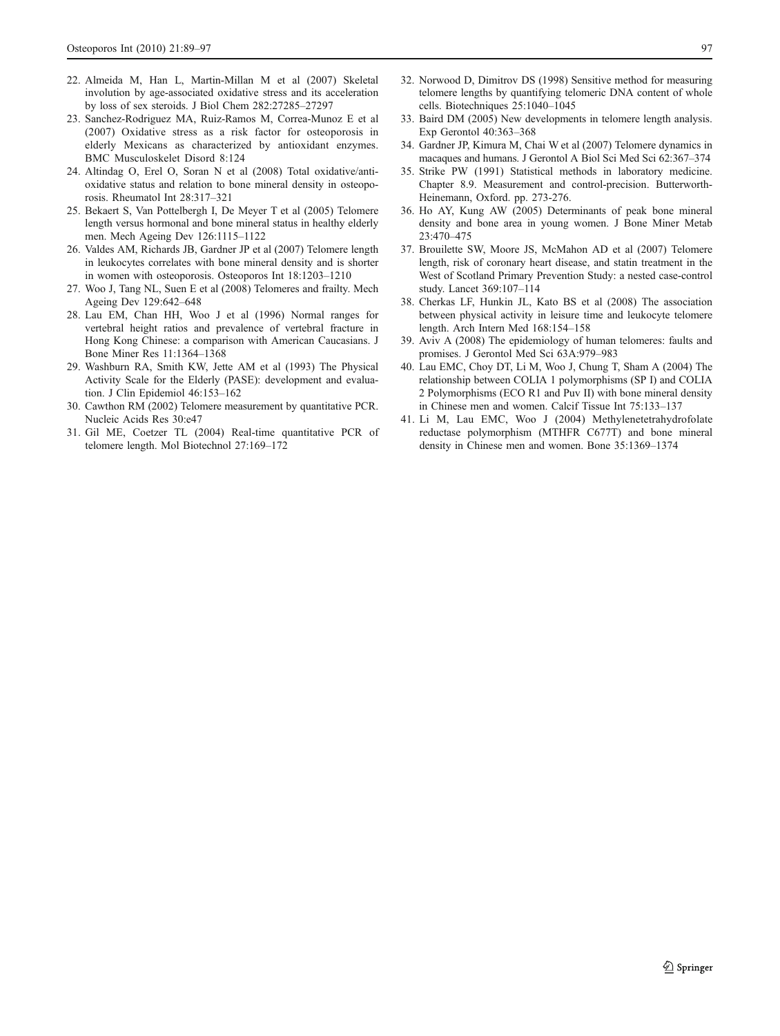22. Almeida M, Han L, Martin-Millan M et al (2007) Skeletal involution by age-associated oxidative stress and its acceleration by loss of sex steroids. J Biol Chem 282:27285–27297
23. Sanchez-Rodriguez MA, Ruiz-Ramos M, Correa-Munoz E et al (2007) Oxidative stress as a risk factor for osteoporosis in elderly Mexicans as characterized by antioxidant enzymes. BMC Musculoskelet Disord 8:124
24. Altindag O, Erel O, Soran N et al (2008) Total oxidative/anti-oxidative status and relation to bone mineral density in osteoporosis. Rheumatol Int 28:317–321
25. Bekaert S, Van Pottelbergh I, De Meyer T et al (2005) Telomere length versus hormonal and bone mineral status in healthy elderly men. Mech Ageing Dev 126:1115–1122
26. Valdes AM, Richards JB, Gardner JP et al (2007) Telomere length in leukocytes correlates with bone mineral density and is shorter in women with osteoporosis. Osteoporos Int 18:1203–1210
27. Woo J, Tang NL, Suen E et al (2008) Telomeres and frailty. Mech Ageing Dev 129:642–648
28. Lau EM, Chan HH, Woo J et al (1996) Normal ranges for vertebral height ratios and prevalence of vertebral fracture in Hong Kong Chinese: a comparison with American Caucasians. J Bone Miner Res 11:1364–1368
29. Washburn RA, Smith KW, Jette AM et al (1993) The Physical Activity Scale for the Elderly (PASE): development and evaluation. J Clin Epidemiol 46:153–162
30. Cawthon RM (2002) Telomere measurement by quantitative PCR. Nucleic Acids Res 30:e47
31. Gil ME, Coetzer TL (2004) Real-time quantitative PCR of telomere length. Mol Biotechnol 27:169–172
32. Norwood D, Dimitrov DS (1998) Sensitive method for measuring telomere lengths by quantifying telomeric DNA content of whole cells. Biotechniques 25:1040–1045
33. Baird DM (2005) New developments in telomere length analysis. Exp Gerontol 40:363–368
34. Gardner JP, Kimura M, Chai W et al (2007) Telomere dynamics in macaques and humans. J Gerontol A Biol Sci Med Sci 62:367–374
35. Strike PW (1991) Statistical methods in laboratory medicine. Chapter 8.9. Measurement and control-precision. Butterworth-Heinemann, Oxford. pp. 273-276.
36. Ho AY, Kung AW (2005) Determinants of peak bone mineral density and bone area in young women. J Bone Miner Metab 23:470–475
37. Brouilette SW, Moore JS, McMahon AD et al (2007) Telomere length, risk of coronary heart disease, and statin treatment in the West of Scotland Primary Prevention Study: a nested case-control study. Lancet 369:107–114
38. Cherkas LF, Hunkin JL, Kato BS et al (2008) The association between physical activity in leisure time and leukocyte telomere length. Arch Intern Med 168:154–158
39. Aviv A (2008) The epidemiology of human telomeres: faults and promises. J Gerontol Med Sci 63A:979–983
40. Lau EMC, Choy DT, Li M, Woo J, Chung T, Sham A (2004) The relationship between COLIA 1 polymorphisms (SP I) and COLIA 2 Polymorphisms (ECO R1 and Puv II) with bone mineral density in Chinese men and women. Calcif Tissue Int 75:133–137
41. Li M, Lau EMC, Woo J (2004) Methylenetetrahydrofolate reductase polymorphism (MTHFR C677T) and bone mineral density in Chinese men and women. Bone 35:1369–1374